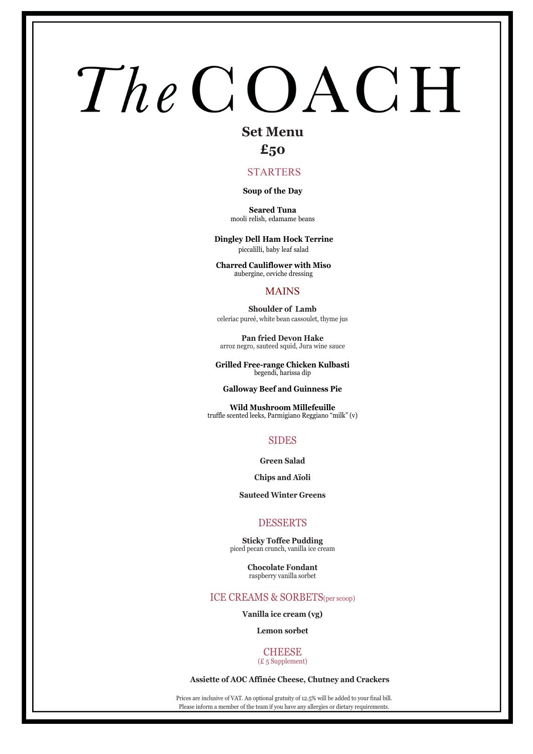# *The* COACH

## Set Menu

## £50

### STARTERS

**Soup of the Day**

**Seared Tuna**
mooli relish, edamame beans

**Dingley Dell Ham Hock Terrine**
piccalilli, baby leaf salad

**Charred Cauliflower with Miso**
aubergine, ceviche dressing

### MAINS

**Shoulder of Lamb**
celeriac pureé, white bean cassoulet, thyme jus

**Pan fried Devon Hake**
arroz negro, sauteed squid, Jura wine sauce

**Grilled Free-range Chicken Kulbasti**
begendi, harissa dip

**Galloway Beef and Guinness Pie**

**Wild Mushroom Millefeuille**
truffle scented leeks, Parmigiano Reggiano "milk" (v)

### SIDES

**Green Salad**

**Chips and Aïoli**

**Sauteed Winter Greens**

### DESSERTS

**Sticky Toffee Pudding**
piced pecan crunch, vanilla ice cream

**Chocolate Fondant**
raspberry vanilla sorbet

### ICE CREAMS & SORBETS (per scoop)

**Vanilla ice cream (vg)**

**Lemon sorbet**

### CHEESE
(£ 5 Supplement)

**Assiette of AOC Affinée Cheese, Chutney and Crackers**

Prices are inclusive of VAT. An optional gratuity of 12.5% will be added to your final bill.
Please inform a member of the team if you have any allergies or dietary requirements.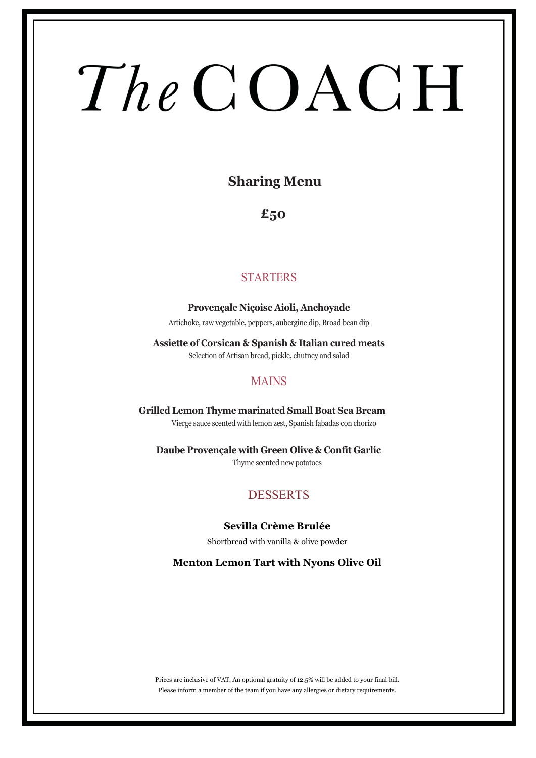# *The* COACH

## Sharing Menu

## £50

### STARTERS

**Provençale Niçoise Aioli, Anchoyade**

Artichoke, raw vegetable, peppers, aubergine dip, Broad bean dip

**Assiette of Corsican & Spanish & Italian cured meats**

Selection of Artisan bread, pickle, chutney and salad

### MAINS

**Grilled Lemon Thyme marinated Small Boat Sea Bream**

Vierge sauce scented with lemon zest, Spanish fabadas con chorizo

**Daube Provençale with Green Olive & Confit Garlic**

Thyme scented new potatoes

### DESSERTS

**Sevilla Crème Brulée**

Shortbread with vanilla & olive powder

**Menton Lemon Tart with Nyons Olive Oil**

Prices are inclusive of VAT. An optional gratuity of 12.5% will be added to your final bill.
Please inform a member of the team if you have any allergies or dietary requirements.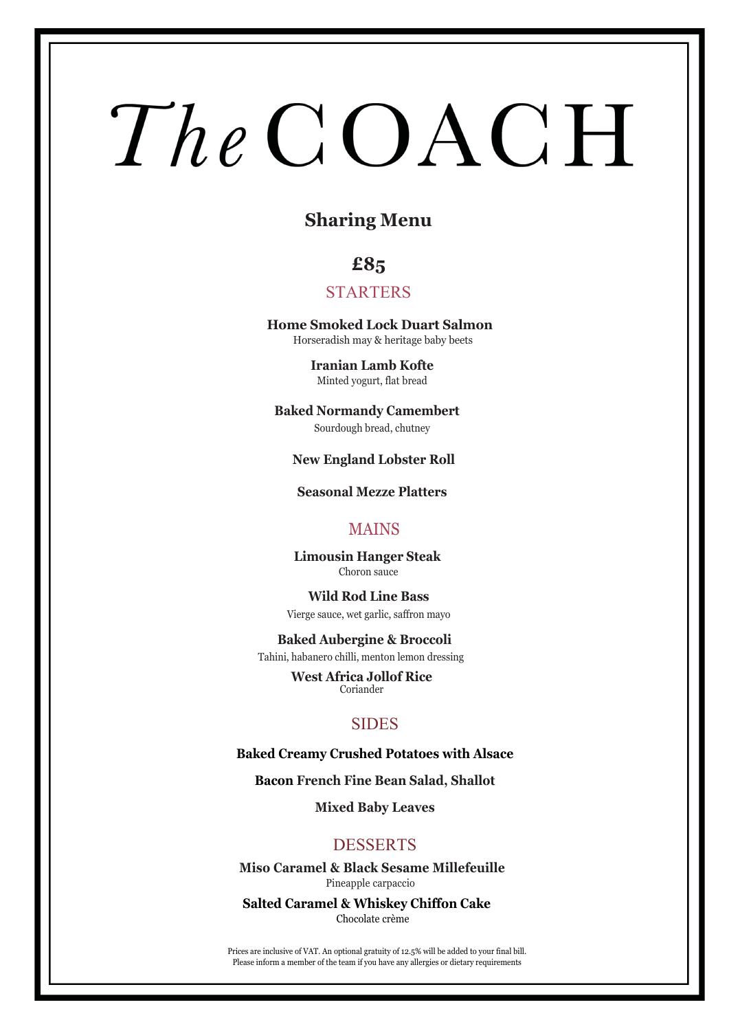# *The* COACH

## Sharing Menu

## £85

### STARTERS

**Home Smoked Lock Duart Salmon**
Horseradish may & heritage baby beets

**Iranian Lamb Kofte**
Minted yogurt, flat bread

**Baked Normandy Camembert**
Sourdough bread, chutney

**New England Lobster Roll**

**Seasonal Mezze Platters**

### MAINS

**Limousin Hanger Steak**
Choron sauce

**Wild Rod Line Bass**
Vierge sauce, wet garlic, saffron mayo

**Baked Aubergine & Broccoli**
Tahini, habanero chilli, menton lemon dressing

**West Africa Jollof Rice**
Coriander

### SIDES

**Baked Creamy Crushed Potatoes with Alsace**

**Bacon French Fine Bean Salad, Shallot**

**Mixed Baby Leaves**

### DESSERTS

**Miso Caramel & Black Sesame Millefeuille**
Pineapple carpaccio

**Salted Caramel & Whiskey Chiffon Cake**
Chocolate crème

Prices are inclusive of VAT. An optional gratuity of 12.5% will be added to your final bill.
Please inform a member of the team if you have any allergies or dietary requirements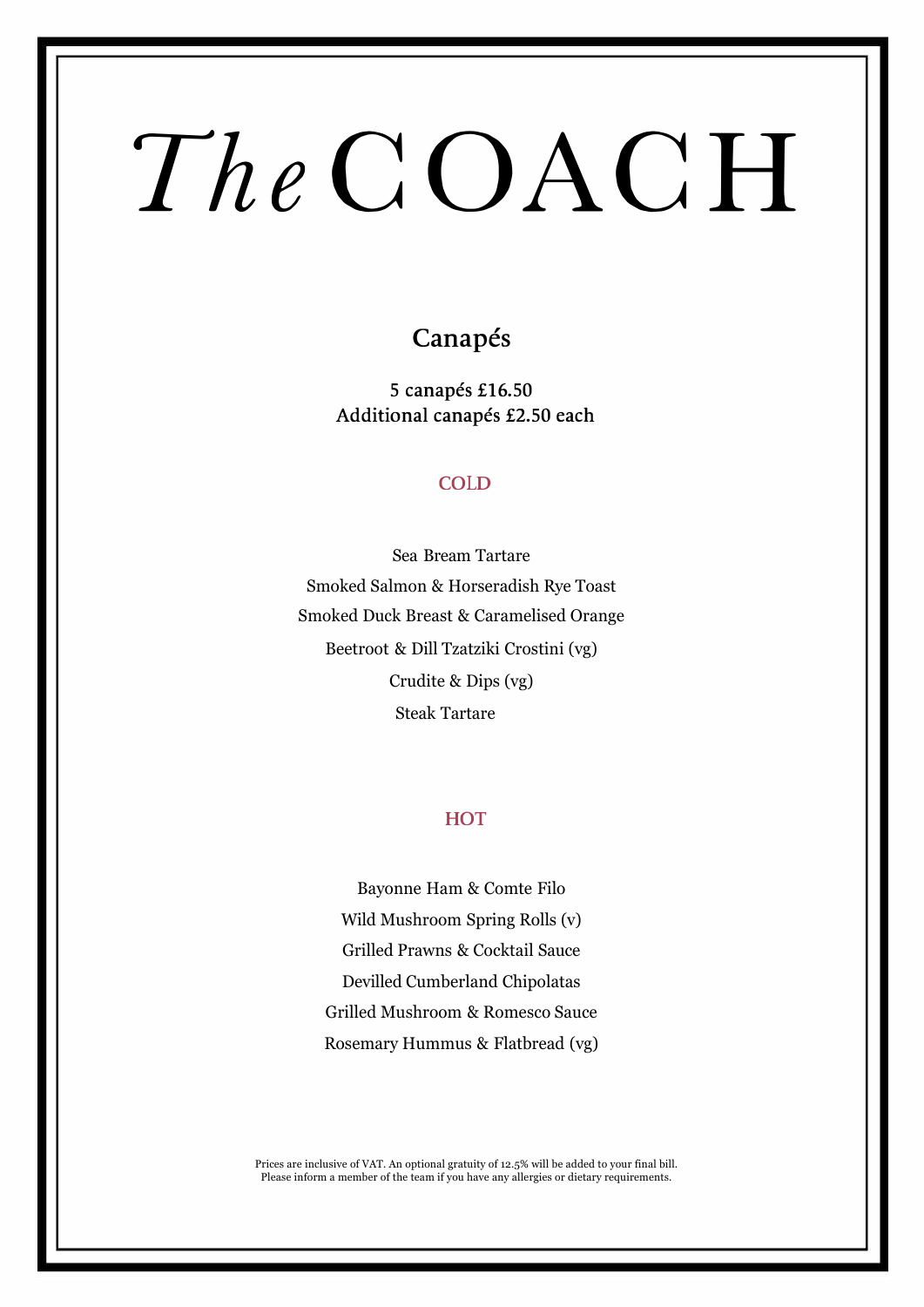# *The* COACH

## Canapés

**5 canapés £16.50**
**Additional canapés £2.50 each**

### COLD

Sea Bream Tartare

Smoked Salmon & Horseradish Rye Toast

Smoked Duck Breast & Caramelised Orange

Beetroot & Dill Tzatziki Crostini (vg)

Crudite & Dips (vg)

Steak Tartare

### HOT

Bayonne Ham & Comte Filo

Wild Mushroom Spring Rolls (v)

Grilled Prawns & Cocktail Sauce

Devilled Cumberland Chipolatas

Grilled Mushroom & Romesco Sauce

Rosemary Hummus & Flatbread (vg)

Prices are inclusive of VAT. An optional gratuity of 12.5% will be added to your final bill.
Please inform a member of the team if you have any allergies or dietary requirements.